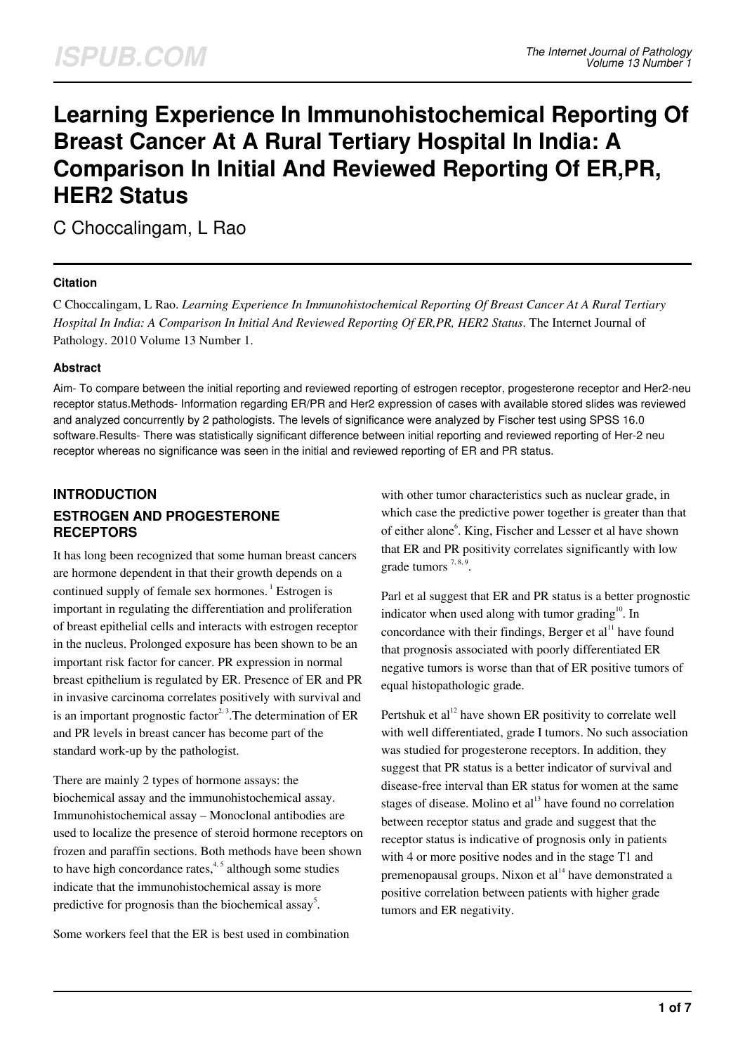# Learning Experience In Immunohistochemical Reporting Of Breast Cancer At A Rural Tertiary Hospital In India: A Comparison In Initial And Reviewed Reporting Of ER,PR, HER2 Status

C Choccalingam, L Rao

#### Citation

C Choccalingam, L Rao. *Learning Experience In Immunohistochemical Reporting Of Breast Cancer At A Rural Tertiary Hospital In India: A Comparison In Initial And Reviewed Reporting Of ER,PR, HER2 Status*. The Internet Journal of Pathology. 2010 Volume 13 Number 1.

#### Abstract

Aim- To compare between the initial reporting and reviewed reporting of estrogen receptor, progesterone receptor and Her2-neu receptor status.Methods- Information regarding ER/PR and Her2 expression of cases with available stored slides was reviewed and analyzed concurrently by 2 pathologists. The levels of significance were analyzed by Fischer test using SPSS 16.0 software.Results- There was statistically significant difference between initial reporting and reviewed reporting of Her-2 neu receptor whereas no significance was seen in the initial and reviewed reporting of ER and PR status.

## INTRODUCTION

### ESTROGEN AND PROGESTERONE RECEPTORS

It has long been recognized that some human breast cancers are hormone dependent in that their growth depends on a continued supply of female sex hormones.[1] Estrogen is important in regulating the differentiation and proliferation of breast epithelial cells and interacts with estrogen receptor in the nucleus. Prolonged exposure has been shown to be an important risk factor for cancer. PR expression in normal breast epithelium is regulated by ER. Presence of ER and PR in invasive carcinoma correlates positively with survival and is an important prognostic factor[2, 3].The determination of ER and PR levels in breast cancer has become part of the standard work-up by the pathologist.

There are mainly 2 types of hormone assays: the biochemical assay and the immunohistochemical assay. Immunohistochemical assay – Monoclonal antibodies are used to localize the presence of steroid hormone receptors on frozen and paraffin sections. Both methods have been shown to have high concordance rates,[4, 5] although some studies indicate that the immunohistochemical assay is more predictive for prognosis than the biochemical assay[5].

Some workers feel that the ER is best used in combination with other tumor characteristics such as nuclear grade, in which case the predictive power together is greater than that of either alone[6]. King, Fischer and Lesser et al have shown that ER and PR positivity correlates significantly with low grade tumors [7, 8, 9].

Parl et al suggest that ER and PR status is a better prognostic indicator when used along with tumor grading[10]. In concordance with their findings, Berger et al[11] have found that prognosis associated with poorly differentiated ER negative tumors is worse than that of ER positive tumors of equal histopathologic grade.

Pertshuk et al[12] have shown ER positivity to correlate well with well differentiated, grade I tumors. No such association was studied for progesterone receptors. In addition, they suggest that PR status is a better indicator of survival and disease-free interval than ER status for women at the same stages of disease. Molino et al[13] have found no correlation between receptor status and grade and suggest that the receptor status is indicative of prognosis only in patients with 4 or more positive nodes and in the stage T1 and premenopausal groups. Nixon et al[14] have demonstrated a positive correlation between patients with higher grade tumors and ER negativity.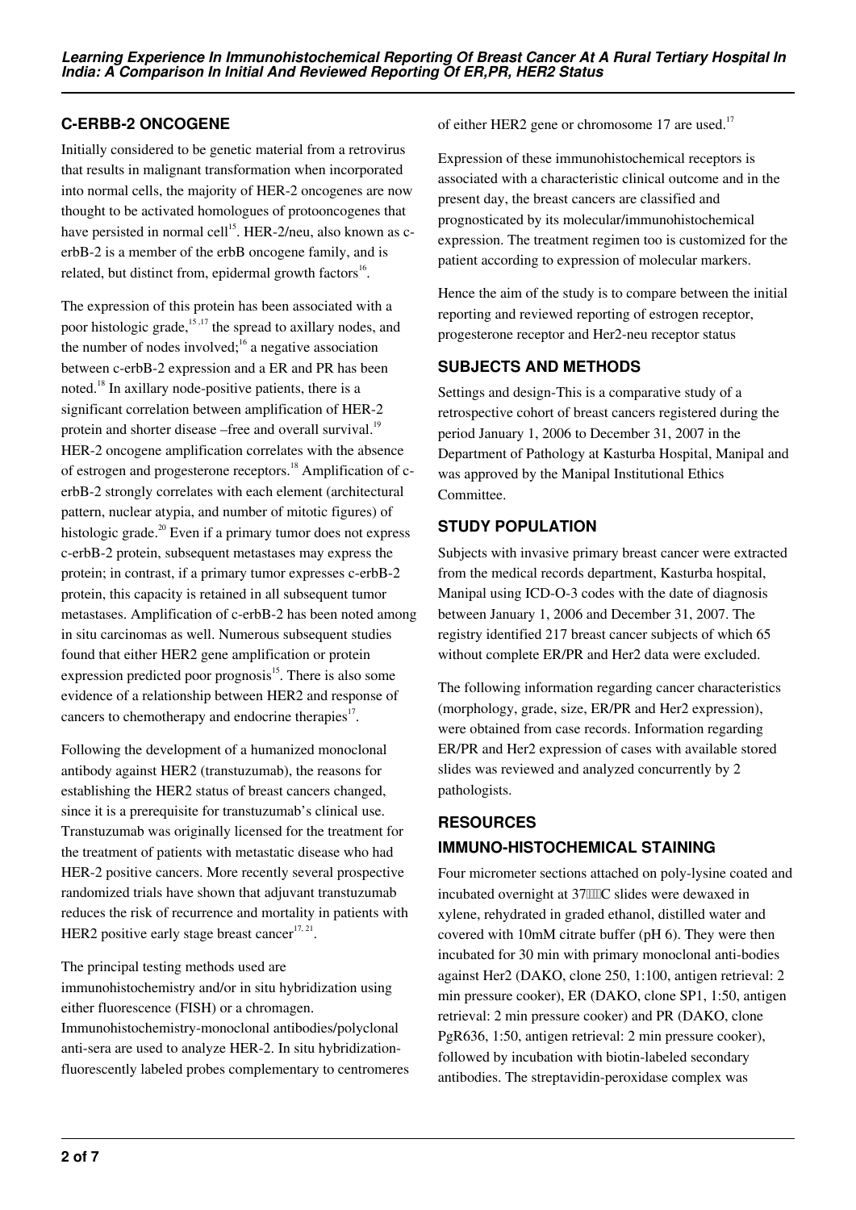## C-ERBB-2 ONCOGENE

Initially considered to be genetic material from a retrovirus that results in malignant transformation when incorporated into normal cells, the majority of HER-2 oncogenes are now thought to be activated homologues of protooncogenes that have persisted in normal cell[15]. HER-2/neu, also known as c-erbB-2 is a member of the erbB oncogene family, and is related, but distinct from, epidermal growth factors[16].

The expression of this protein has been associated with a poor histologic grade,[15,17] the spread to axillary nodes, and the number of nodes involved;[16] a negative association between c-erbB-2 expression and a ER and PR has been noted.[18] In axillary node-positive patients, there is a significant correlation between amplification of HER-2 protein and shorter disease –free and overall survival.[19] HER-2 oncogene amplification correlates with the absence of estrogen and progesterone receptors.[18] Amplification of c-erbB-2 strongly correlates with each element (architectural pattern, nuclear atypia, and number of mitotic figures) of histologic grade.[20] Even if a primary tumor does not express c-erbB-2 protein, subsequent metastases may express the protein; in contrast, if a primary tumor expresses c-erbB-2 protein, this capacity is retained in all subsequent tumor metastases. Amplification of c-erbB-2 has been noted among in situ carcinomas as well. Numerous subsequent studies found that either HER2 gene amplification or protein expression predicted poor prognosis[15]. There is also some evidence of a relationship between HER2 and response of cancers to chemotherapy and endocrine therapies[17].

Following the development of a humanized monoclonal antibody against HER2 (transtuzumab), the reasons for establishing the HER2 status of breast cancers changed, since it is a prerequisite for transtuzumab's clinical use. Transtuzumab was originally licensed for the treatment for the treatment of patients with metastatic disease who had HER-2 positive cancers. More recently several prospective randomized trials have shown that adjuvant transtuzumab reduces the risk of recurrence and mortality in patients with HER2 positive early stage breast cancer[17, 21].

The principal testing methods used are immunohistochemistry and/or in situ hybridization using either fluorescence (FISH) or a chromagen. Immunohistochemistry-monoclonal antibodies/polyclonal anti-sera are used to analyze HER-2. In situ hybridization-fluorescently labeled probes complementary to centromeres of either HER2 gene or chromosome 17 are used.[17]

Expression of these immunohistochemical receptors is associated with a characteristic clinical outcome and in the present day, the breast cancers are classified and prognosticated by its molecular/immunohistochemical expression. The treatment regimen too is customized for the patient according to expression of molecular markers.

Hence the aim of the study is to compare between the initial reporting and reviewed reporting of estrogen receptor, progesterone receptor and Her2-neu receptor status

## SUBJECTS AND METHODS

Settings and design-This is a comparative study of a retrospective cohort of breast cancers registered during the period January 1, 2006 to December 31, 2007 in the Department of Pathology at Kasturba Hospital, Manipal and was approved by the Manipal Institutional Ethics Committee.

## STUDY POPULATION

Subjects with invasive primary breast cancer were extracted from the medical records department, Kasturba hospital, Manipal using ICD-O-3 codes with the date of diagnosis between January 1, 2006 and December 31, 2007. The registry identified 217 breast cancer subjects of which 65 without complete ER/PR and Her2 data were excluded.

The following information regarding cancer characteristics (morphology, grade, size, ER/PR and Her2 expression), were obtained from case records. Information regarding ER/PR and Her2 expression of cases with available stored slides was reviewed and analyzed concurrently by 2 pathologists.

## RESOURCES

## IMMUNO-HISTOCHEMICAL STAINING

Four micrometer sections attached on poly-lysine coated and incubated overnight at 37°C slides were dewaxed in xylene, rehydrated in graded ethanol, distilled water and covered with 10mM citrate buffer (pH 6). They were then incubated for 30 min with primary monoclonal anti-bodies against Her2 (DAKO, clone 250, 1:100, antigen retrieval: 2 min pressure cooker), ER (DAKO, clone SP1, 1:50, antigen retrieval: 2 min pressure cooker) and PR (DAKO, clone PgR636, 1:50, antigen retrieval: 2 min pressure cooker), followed by incubation with biotin-labeled secondary antibodies. The streptavidin-peroxidase complex was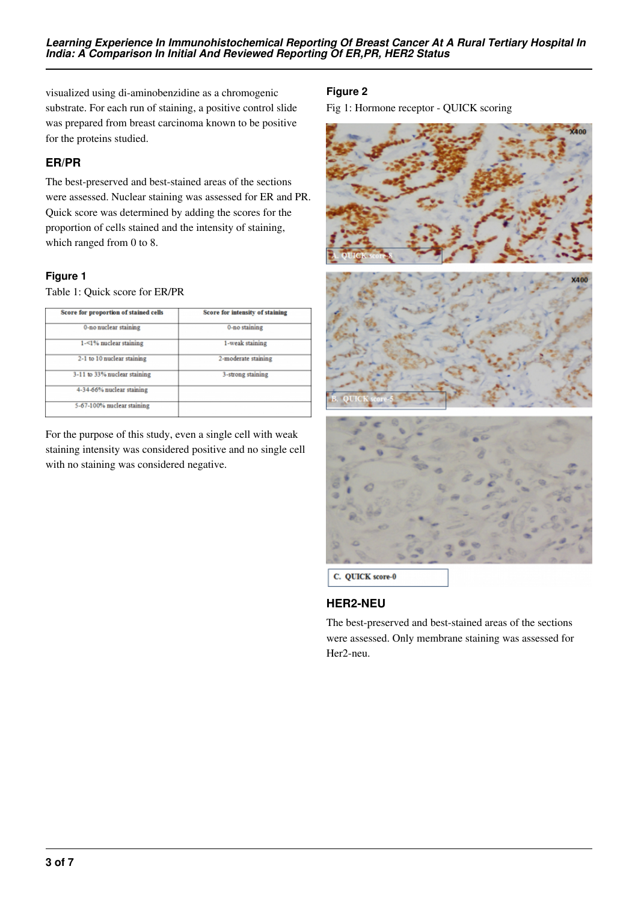visualized using di-aminobenzidine as a chromogenic substrate. For each run of staining, a positive control slide was prepared from breast carcinoma known to be positive for the proteins studied.

## ER/PR

The best-preserved and best-stained areas of the sections were assessed. Nuclear staining was assessed for ER and PR. Quick score was determined by adding the scores for the proportion of cells stained and the intensity of staining, which ranged from 0 to 8.

### Figure 1

Table 1: Quick score for ER/PR

| Score for proportion of stained cells | Score for intensity of staining |
| --- | --- |
| 0-no nuclear staining | 0-no staining |
| 1-<1% nuclear staining | 1-weak staining |
| 2-1 to 10 nuclear staining | 2-moderate staining |
| 3-11 to 33% nuclear staining | 3-strong staining |
| 4-34-66% nuclear staining | |
| 5-67-100% nuclear staining | |

For the purpose of this study, even a single cell with weak staining intensity was considered positive and no single cell with no staining was considered negative.

### Figure 2

Fig 1: Hormone receptor - QUICK scoring

A. QUICK score-8

B. QUICK score-5

C. QUICK score-0

## HER2-NEU

The best-preserved and best-stained areas of the sections were assessed. Only membrane staining was assessed for Her2-neu.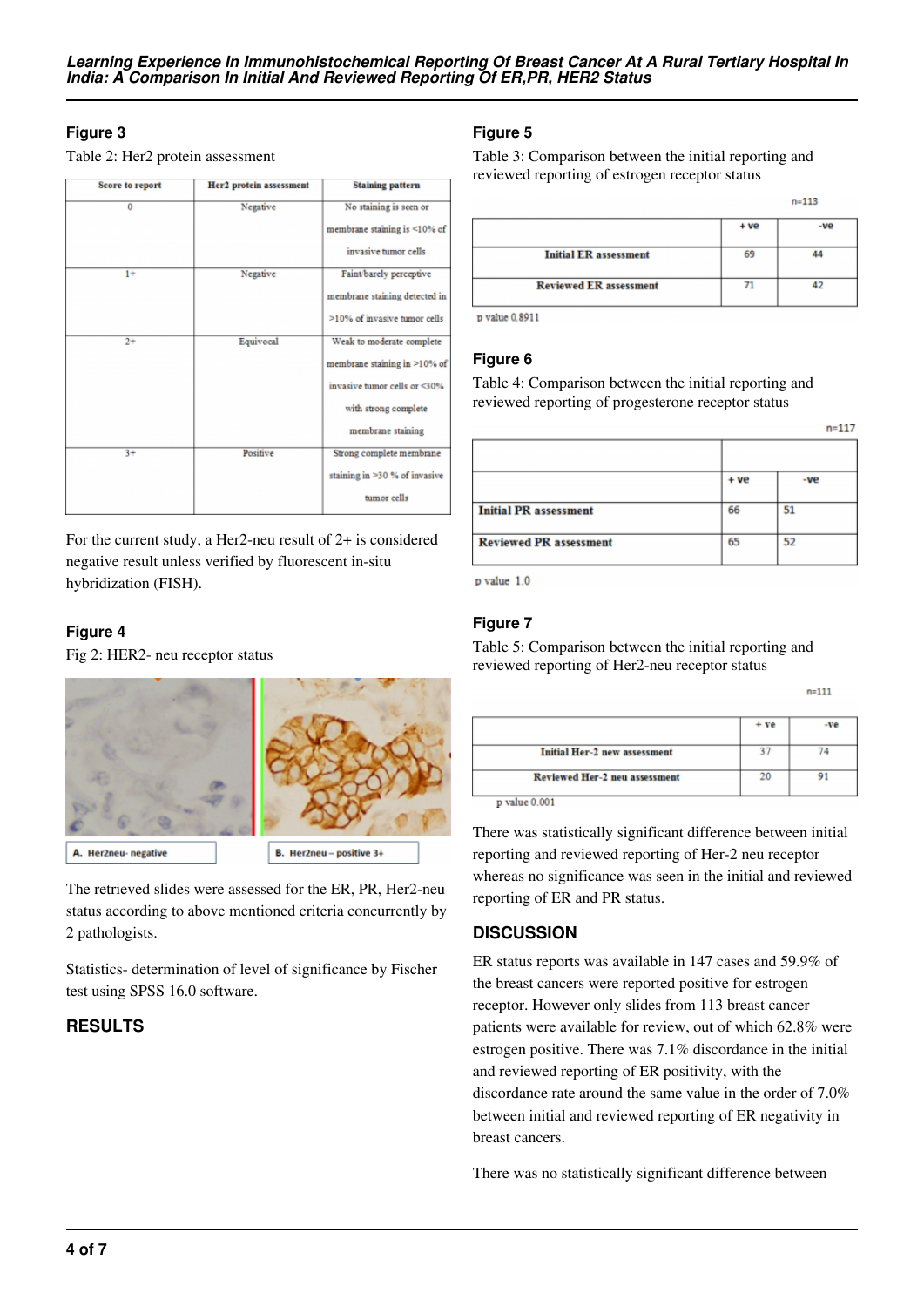## Figure 3

Table 2: Her2 protein assessment

| Score to report | Her2 protein assessment | Staining pattern |
|---|---|---|
| 0 | Negative | No staining is seen or membrane staining is <10% of invasive tumor cells |
| 1+ | Negative | Faint/barely perceptive membrane staining detected in >10% of invasive tumor cells |
| 2+ | Equivocal | Weak to moderate complete membrane staining in >10% of invasive tumor cells or <30% with strong complete membrane staining |
| 3+ | Positive | Strong complete membrane staining in >30 % of invasive tumor cells |

For the current study, a Her2-neu result of 2+ is considered negative result unless verified by fluorescent in-situ hybridization (FISH).

## Figure 4

Fig 2: HER2- neu receptor status

A. Her2neu- negative

B. Her2neu – positive 3+

The retrieved slides were assessed for the ER, PR, Her2-neu status according to above mentioned criteria concurrently by 2 pathologists.

Statistics- determination of level of significance by Fischer test using SPSS 16.0 software.

## RESULTS

## Figure 5

Table 3: Comparison between the initial reporting and reviewed reporting of estrogen receptor status

n=113

| | + ve | -ve |
|---|---|---|
| Initial ER assessment | 69 | 44 |
| Reviewed ER assessment | 71 | 42 |

p value 0.8911

## Figure 6

Table 4: Comparison between the initial reporting and reviewed reporting of progesterone receptor status

n=117

| | + ve | -ve |
|---|---|---|
| Initial PR assessment | 66 | 51 |
| Reviewed PR assessment | 65 | 52 |

p value 1.0

## Figure 7

Table 5: Comparison between the initial reporting and reviewed reporting of Her2-neu receptor status

n=111

| | + ve | -ve |
|---|---|---|
| Initial Her-2 neu assessment | 37 | 74 |
| Reviewed Her-2 neu assessment | 20 | 91 |

p value 0.001

There was statistically significant difference between initial reporting and reviewed reporting of Her-2 neu receptor whereas no significance was seen in the initial and reviewed reporting of ER and PR status.

## DISCUSSION

ER status reports was available in 147 cases and 59.9% of the breast cancers were reported positive for estrogen receptor. However only slides from 113 breast cancer patients were available for review, out of which 62.8% were estrogen positive. There was 7.1% discordance in the initial and reviewed reporting of ER positivity, with the discordance rate around the same value in the order of 7.0% between initial and reviewed reporting of ER negativity in breast cancers.

There was no statistically significant difference between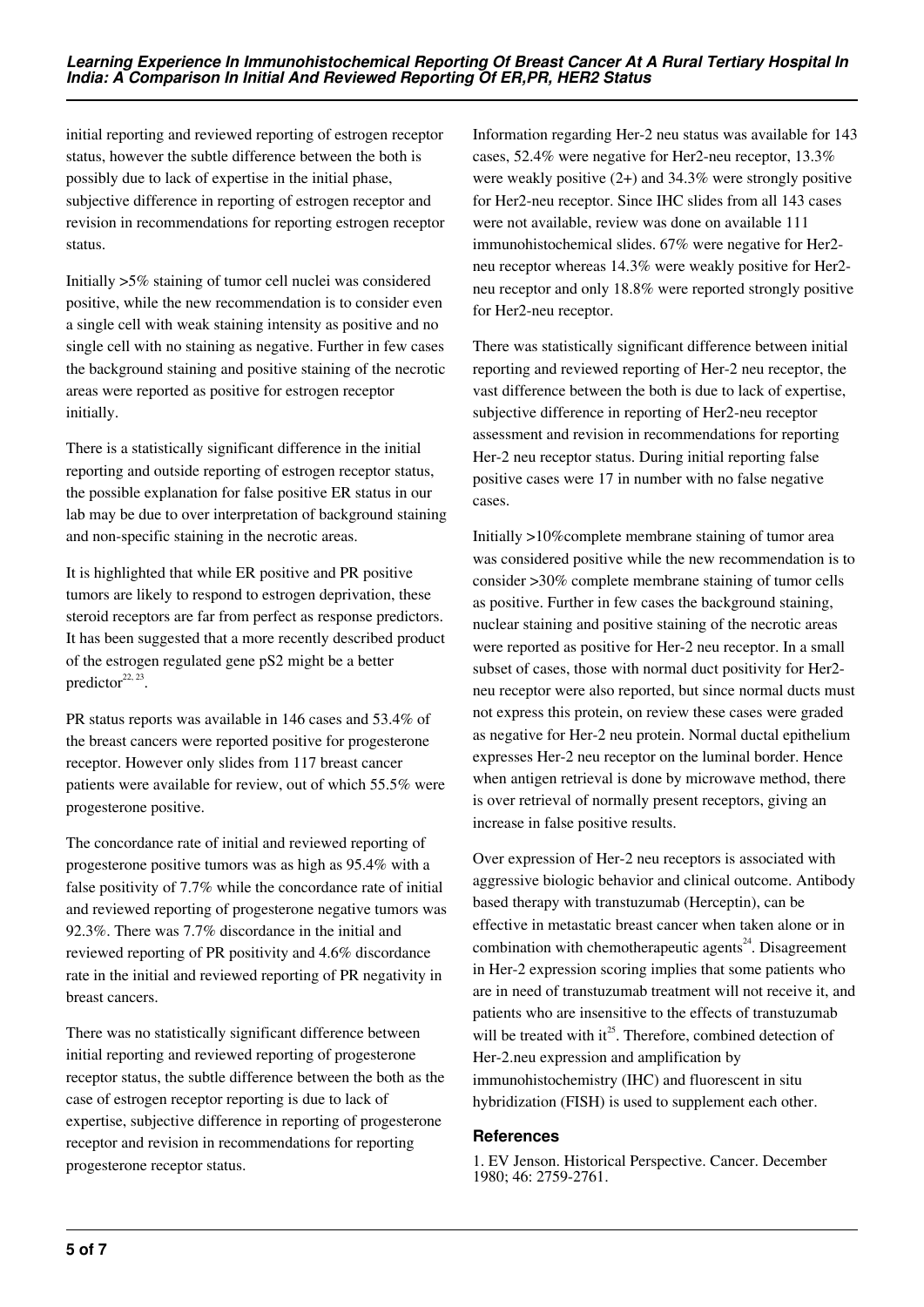initial reporting and reviewed reporting of estrogen receptor status, however the subtle difference between the both is possibly due to lack of expertise in the initial phase, subjective difference in reporting of estrogen receptor and revision in recommendations for reporting estrogen receptor status.

Initially >5% staining of tumor cell nuclei was considered positive, while the new recommendation is to consider even a single cell with weak staining intensity as positive and no single cell with no staining as negative. Further in few cases the background staining and positive staining of the necrotic areas were reported as positive for estrogen receptor initially.

There is a statistically significant difference in the initial reporting and outside reporting of estrogen receptor status, the possible explanation for false positive ER status in our lab may be due to over interpretation of background staining and non-specific staining in the necrotic areas.

It is highlighted that while ER positive and PR positive tumors are likely to respond to estrogen deprivation, these steroid receptors are far from perfect as response predictors. It has been suggested that a more recently described product of the estrogen regulated gene pS2 might be a better predictor[22, 23].

PR status reports was available in 146 cases and 53.4% of the breast cancers were reported positive for progesterone receptor. However only slides from 117 breast cancer patients were available for review, out of which 55.5% were progesterone positive.

The concordance rate of initial and reviewed reporting of progesterone positive tumors was as high as 95.4% with a false positivity of 7.7% while the concordance rate of initial and reviewed reporting of progesterone negative tumors was 92.3%. There was 7.7% discordance in the initial and reviewed reporting of PR positivity and 4.6% discordance rate in the initial and reviewed reporting of PR negativity in breast cancers.

There was no statistically significant difference between initial reporting and reviewed reporting of progesterone receptor status, the subtle difference between the both as the case of estrogen receptor reporting is due to lack of expertise, subjective difference in reporting of progesterone receptor and revision in recommendations for reporting progesterone receptor status.

Information regarding Her-2 neu status was available for 143 cases, 52.4% were negative for Her2-neu receptor, 13.3% were weakly positive (2+) and 34.3% were strongly positive for Her2-neu receptor. Since IHC slides from all 143 cases were not available, review was done on available 111 immunohistochemical slides. 67% were negative for Her2-neu receptor whereas 14.3% were weakly positive for Her2-neu receptor and only 18.8% were reported strongly positive for Her2-neu receptor.

There was statistically significant difference between initial reporting and reviewed reporting of Her-2 neu receptor, the vast difference between the both is due to lack of expertise, subjective difference in reporting of Her2-neu receptor assessment and revision in recommendations for reporting Her-2 neu receptor status. During initial reporting false positive cases were 17 in number with no false negative cases.

Initially >10%complete membrane staining of tumor area was considered positive while the new recommendation is to consider >30% complete membrane staining of tumor cells as positive. Further in few cases the background staining, nuclear staining and positive staining of the necrotic areas were reported as positive for Her-2 neu receptor. In a small subset of cases, those with normal duct positivity for Her2-neu receptor were also reported, but since normal ducts must not express this protein, on review these cases were graded as negative for Her-2 neu protein. Normal ductal epithelium expresses Her-2 neu receptor on the luminal border. Hence when antigen retrieval is done by microwave method, there is over retrieval of normally present receptors, giving an increase in false positive results.

Over expression of Her-2 neu receptors is associated with aggressive biologic behavior and clinical outcome. Antibody based therapy with transtuzumab (Herceptin), can be effective in metastatic breast cancer when taken alone or in combination with chemotherapeutic agents[24]. Disagreement in Her-2 expression scoring implies that some patients who are in need of transtuzumab treatment will not receive it, and patients who are insensitive to the effects of transtuzumab will be treated with it[25]. Therefore, combined detection of Her-2.neu expression and amplification by immunohistochemistry (IHC) and fluorescent in situ hybridization (FISH) is used to supplement each other.

## References

1. EV Jenson. Historical Perspective. Cancer. December 1980; 46: 2759-2761.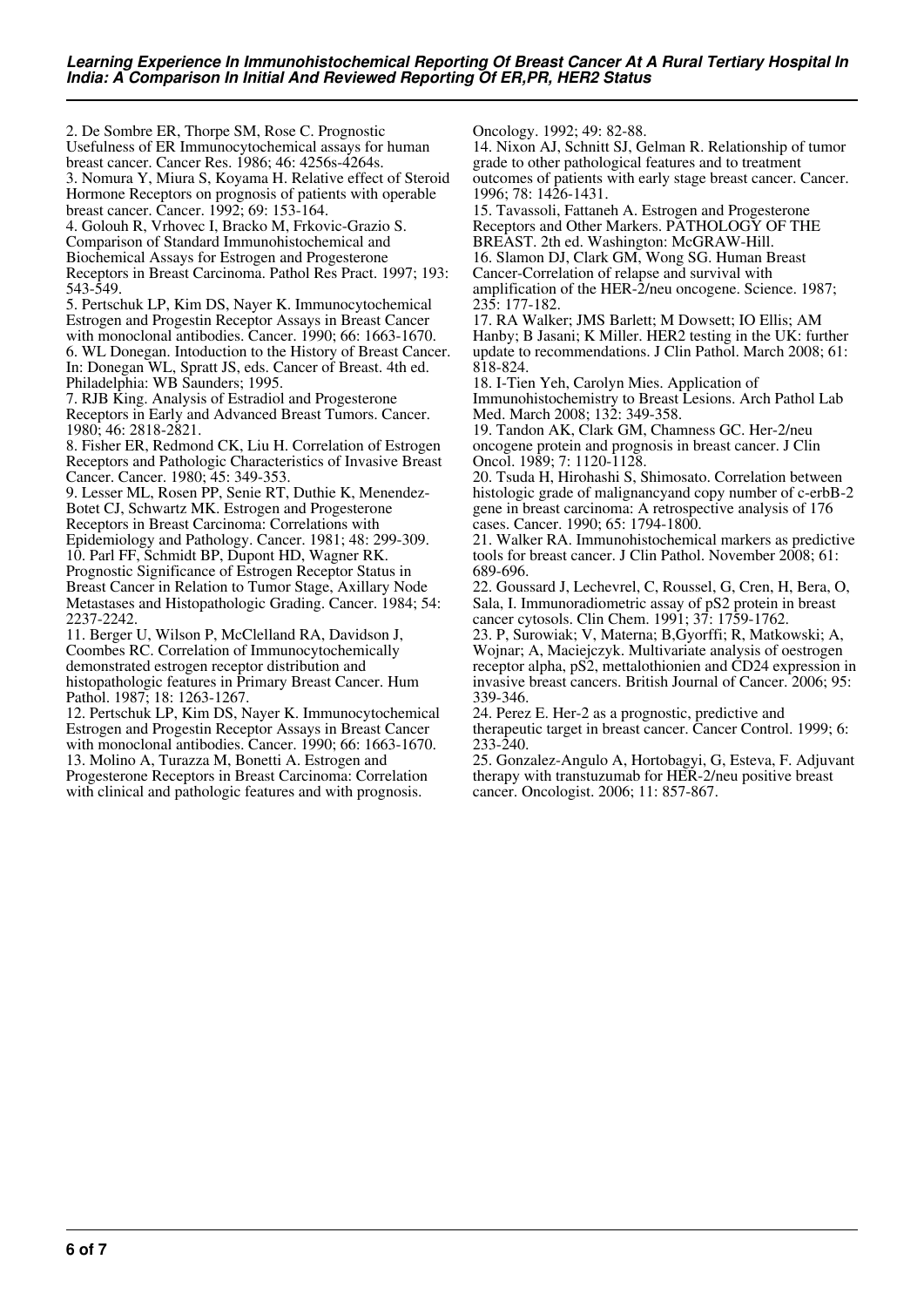2. De Sombre ER, Thorpe SM, Rose C. Prognostic Usefulness of ER Immunocytochemical assays for human breast cancer. Cancer Res. 1986; 46: 4256s-4264s.

3. Nomura Y, Miura S, Koyama H. Relative effect of Steroid Hormone Receptors on prognosis of patients with operable breast cancer. Cancer. 1992; 69: 153-164.

4. Golouh R, Vrhovec I, Bracko M, Frkovic-Grazio S. Comparison of Standard Immunohistochemical and Biochemical Assays for Estrogen and Progesterone Receptors in Breast Carcinoma. Pathol Res Pract. 1997; 193: 543-549.

5. Pertschuk LP, Kim DS, Nayer K. Immunocytochemical Estrogen and Progestin Receptor Assays in Breast Cancer with monoclonal antibodies. Cancer. 1990; 66: 1663-1670.

6. WL Donegan. Intoduction to the History of Breast Cancer. In: Donegan WL, Spratt JS, eds. Cancer of Breast. 4th ed. Philadelphia: WB Saunders; 1995.

7. RJB King. Analysis of Estradiol and Progesterone Receptors in Early and Advanced Breast Tumors. Cancer. 1980; 46: 2818-2821.

8. Fisher ER, Redmond CK, Liu H. Correlation of Estrogen Receptors and Pathologic Characteristics of Invasive Breast Cancer. Cancer. 1980; 45: 349-353.

9. Lesser ML, Rosen PP, Senie RT, Duthie K, Menendez-Botet CJ, Schwartz MK. Estrogen and Progesterone Receptors in Breast Carcinoma: Correlations with Epidemiology and Pathology. Cancer. 1981; 48: 299-309.

10. Parl FF, Schmidt BP, Dupont HD, Wagner RK. Prognostic Significance of Estrogen Receptor Status in Breast Cancer in Relation to Tumor Stage, Axillary Node Metastases and Histopathologic Grading. Cancer. 1984; 54: 2237-2242.

11. Berger U, Wilson P, McClelland RA, Davidson J, Coombes RC. Correlation of Immunocytochemically demonstrated estrogen receptor distribution and histopathologic features in Primary Breast Cancer. Hum Pathol. 1987; 18: 1263-1267.

12. Pertschuk LP, Kim DS, Nayer K. Immunocytochemical Estrogen and Progestin Receptor Assays in Breast Cancer with monoclonal antibodies. Cancer. 1990; 66: 1663-1670.

13. Molino A, Turazza M, Bonetti A. Estrogen and Progesterone Receptors in Breast Carcinoma: Correlation with clinical and pathologic features and with prognosis. Oncology. 1992; 49: 82-88.

14. Nixon AJ, Schnitt SJ, Gelman R. Relationship of tumor grade to other pathological features and to treatment outcomes of patients with early stage breast cancer. Cancer. 1996; 78: 1426-1431.

15. Tavassoli, Fattaneh A. Estrogen and Progesterone Receptors and Other Markers. PATHOLOGY OF THE BREAST. 2th ed. Washington: McGRAW-Hill.

16. Slamon DJ, Clark GM, Wong SG. Human Breast Cancer-Correlation of relapse and survival with amplification of the HER-2/neu oncogene. Science. 1987; 235: 177-182.

17. RA Walker; JMS Barlett; M Dowsett; IO Ellis; AM Hanby; B Jasani; K Miller. HER2 testing in the UK: further update to recommendations. J Clin Pathol. March 2008; 61: 818-824.

18. I-Tien Yeh, Carolyn Mies. Application of Immunohistochemistry to Breast Lesions. Arch Pathol Lab Med. March 2008; 132: 349-358.

19. Tandon AK, Clark GM, Chamness GC. Her-2/neu oncogene protein and prognosis in breast cancer. J Clin Oncol. 1989; 7: 1120-1128.

20. Tsuda H, Hirohashi S, Shimosato. Correlation between histologic grade of malignancyand copy number of c-erbB-2 gene in breast carcinoma: A retrospective analysis of 176 cases. Cancer. 1990; 65: 1794-1800.

21. Walker RA. Immunohistochemical markers as predictive tools for breast cancer. J Clin Pathol. November 2008; 61: 689-696.

22. Goussard J, Lechevrel, C, Roussel, G, Cren, H, Bera, O, Sala, I. Immunoradiometric assay of pS2 protein in breast cancer cytosols. Clin Chem. 1991; 37: 1759-1762.

23. P, Surowiak; V, Materna; B,Gyorffi; R, Matkowski; A, Wojnar; A, Maciejczyk. Multivariate analysis of oestrogen receptor alpha, pS2, mettalothionien and CD24 expression in invasive breast cancers. British Journal of Cancer. 2006; 95: 339-346.

24. Perez E. Her-2 as a prognostic, predictive and therapeutic target in breast cancer. Cancer Control. 1999; 6: 233-240.

25. Gonzalez-Angulo A, Hortobagyi, G, Esteva, F. Adjuvant therapy with transtuzumab for HER-2/neu positive breast cancer. Oncologist. 2006; 11: 857-867.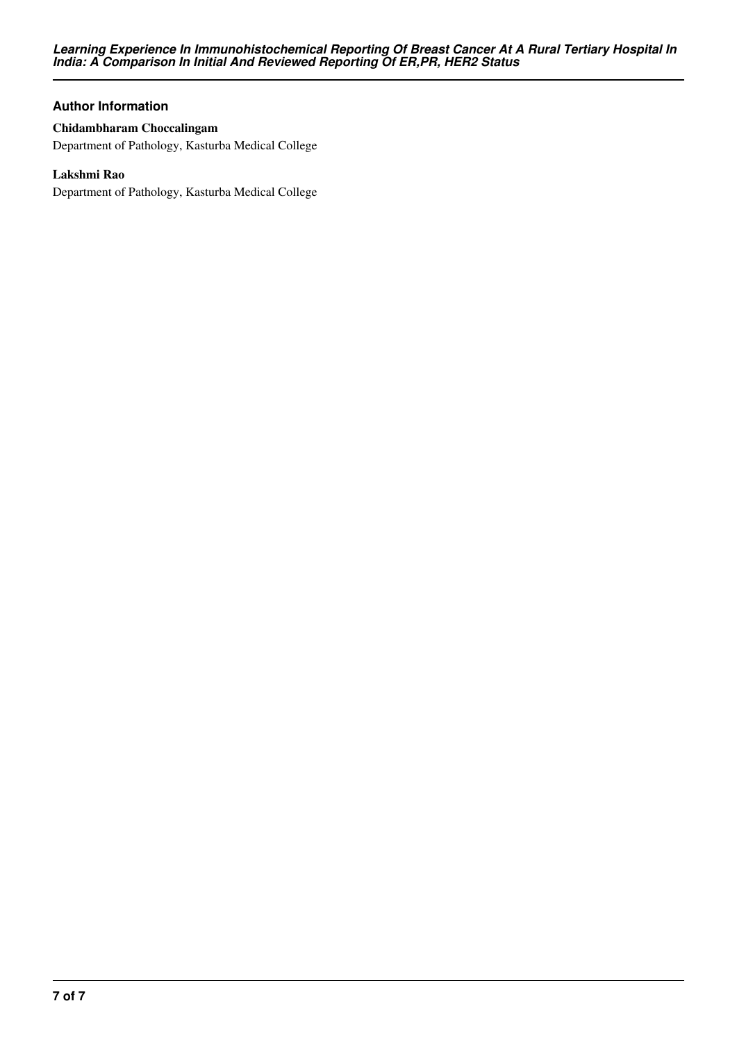## Author Information

**Chidambharam Choccalingam**
Department of Pathology, Kasturba Medical College

**Lakshmi Rao**
Department of Pathology, Kasturba Medical College